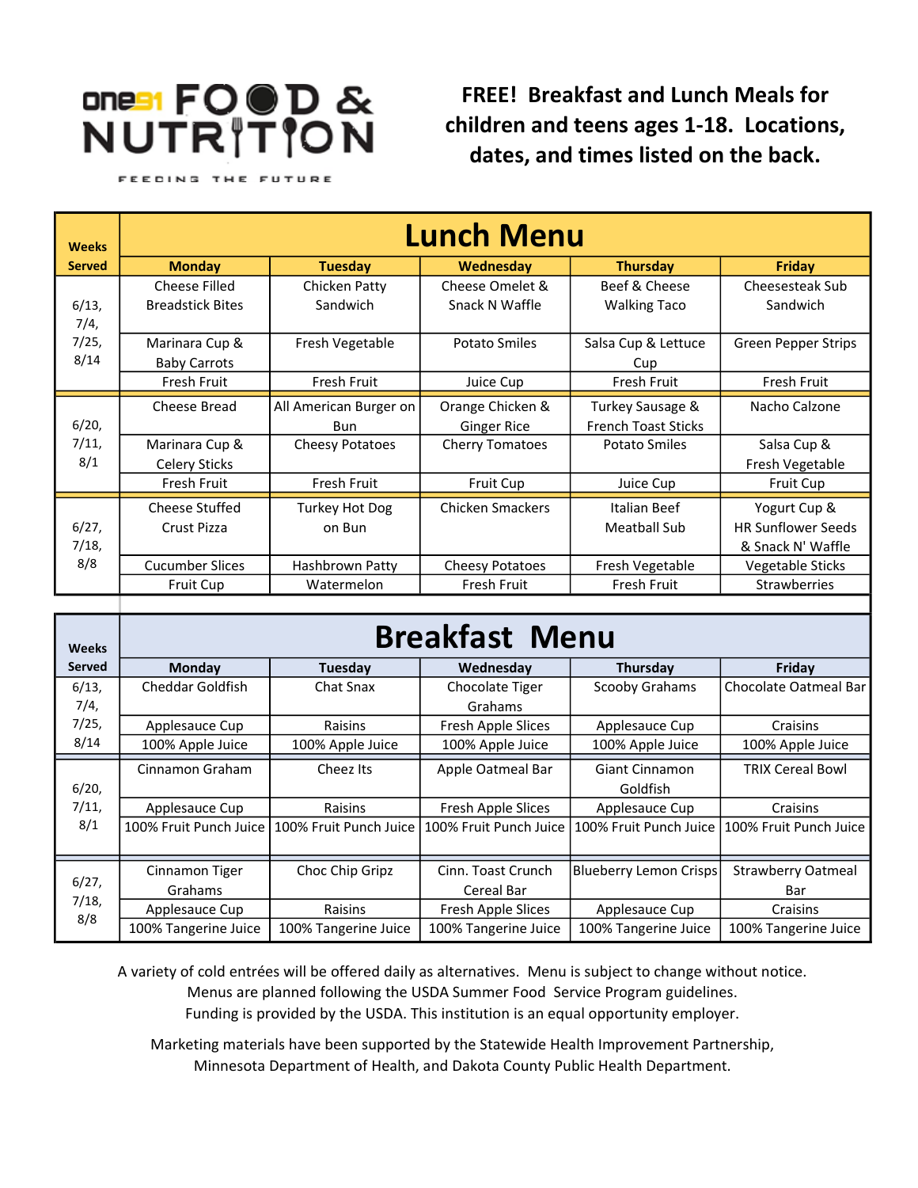one91 FOOD & NUTRITION

FEEDING THE FUTURE

**FREE! Breakfast and Lunch Meals for children and teens ages 1-18. Locations, dates, and times listed on the back.**

# Lunch Menu

| Weeks Served | Monday | Tuesday | Wednesday | Thursday | Friday |
|---|---|---|---|---|---|
| 6/13, 7/4, 7/25, 8/14 | Cheese Filled Breadstick Bites | Chicken Patty Sandwich | Cheese Omelet & Snack N Waffle | Beef & Cheese Walking Taco | Cheesesteak Sub Sandwich |
| | Marinara Cup & Baby Carrots | Fresh Vegetable | Potato Smiles | Salsa Cup & Lettuce Cup | Green Pepper Strips |
| | Fresh Fruit | Fresh Fruit | Juice Cup | Fresh Fruit | Fresh Fruit |
| 6/20, 7/11, 8/1 | Cheese Bread | All American Burger on Bun | Orange Chicken & Ginger Rice | Turkey Sausage & French Toast Sticks | Nacho Calzone |
| | Marinara Cup & Celery Sticks | Cheesy Potatoes | Cherry Tomatoes | Potato Smiles | Salsa Cup & Fresh Vegetable |
| | Fresh Fruit | Fresh Fruit | Fruit Cup | Juice Cup | Fruit Cup |
| 6/27, 7/18, 8/8 | Cheese Stuffed Crust Pizza | Turkey Hot Dog on Bun | Chicken Smackers | Italian Beef Meatball Sub | Yogurt Cup & HR Sunflower Seeds & Snack N' Waffle |
| | Cucumber Slices | Hashbrown Patty | Cheesy Potatoes | Fresh Vegetable | Vegetable Sticks |
| | Fruit Cup | Watermelon | Fresh Fruit | Fresh Fruit | Strawberries |

# Breakfast Menu

| Weeks Served | Monday | Tuesday | Wednesday | Thursday | Friday |
|---|---|---|---|---|---|
| 6/13, 7/4, 7/25, 8/14 | Cheddar Goldfish | Chat Snax | Chocolate Tiger Grahams | Scooby Grahams | Chocolate Oatmeal Bar |
| | Applesauce Cup | Raisins | Fresh Apple Slices | Applesauce Cup | Craisins |
| | 100% Apple Juice | 100% Apple Juice | 100% Apple Juice | 100% Apple Juice | 100% Apple Juice |
| 6/20, 7/11, 8/1 | Cinnamon Graham | Cheez Its | Apple Oatmeal Bar | Giant Cinnamon Goldfish | TRIX Cereal Bowl |
| | Applesauce Cup | Raisins | Fresh Apple Slices | Applesauce Cup | Craisins |
| | 100% Fruit Punch Juice | 100% Fruit Punch Juice | 100% Fruit Punch Juice | 100% Fruit Punch Juice | 100% Fruit Punch Juice |
| 6/27, 7/18, 8/8 | Cinnamon Tiger Grahams | Choc Chip Gripz | Cinn. Toast Crunch Cereal Bar | Blueberry Lemon Crisps | Strawberry Oatmeal Bar |
| | Applesauce Cup | Raisins | Fresh Apple Slices | Applesauce Cup | Craisins |
| | 100% Tangerine Juice | 100% Tangerine Juice | 100% Tangerine Juice | 100% Tangerine Juice | 100% Tangerine Juice |

A variety of cold entrées will be offered daily as alternatives. Menu is subject to change without notice.
Menus are planned following the USDA Summer Food Service Program guidelines.
Funding is provided by the USDA. This institution is an equal opportunity employer.

Marketing materials have been supported by the Statewide Health Improvement Partnership, Minnesota Department of Health, and Dakota County Public Health Department.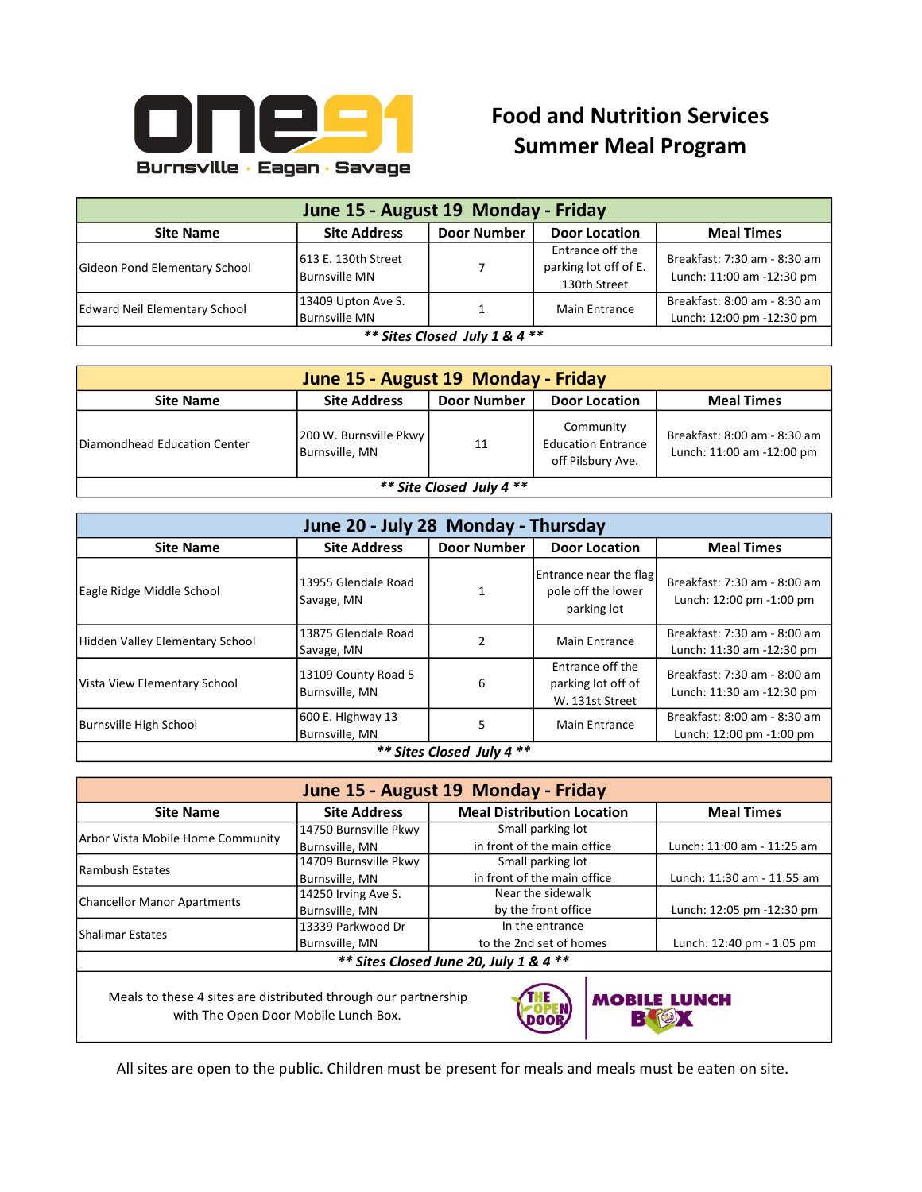# Food and Nutrition Services Summer Meal Program

ONE91 Burnsville · Eagan · Savage

| June 15 - August 19 Monday - Friday | | | | |
|---|---|---|---|---|
| **Site Name** | **Site Address** | **Door Number** | **Door Location** | **Meal Times** |
| Gideon Pond Elementary School | 613 E. 130th Street Burnsville MN | 7 | Entrance off the parking lot off of E. 130th Street | Breakfast: 7:30 am - 8:30 am Lunch: 11:00 am -12:30 pm |
| Edward Neil Elementary School | 13409 Upton Ave S. Burnsville MN | 1 | Main Entrance | Breakfast: 8:00 am - 8:30 am Lunch: 12:00 pm -12:30 pm |
| ***** Sites Closed July 1 & 4 ***** | | | | |

| June 15 - August 19 Monday - Friday | | | | |
|---|---|---|---|---|
| **Site Name** | **Site Address** | **Door Number** | **Door Location** | **Meal Times** |
| Diamondhead Education Center | 200 W. Burnsville Pkwy Burnsville, MN | 11 | Community Education Entrance off Pilsbury Ave. | Breakfast: 8:00 am - 8:30 am Lunch: 11:00 am -12:00 pm |
| ***** Site Closed July 4 ***** | | | | |

| June 20 - July 28 Monday - Thursday | | | | |
|---|---|---|---|---|
| **Site Name** | **Site Address** | **Door Number** | **Door Location** | **Meal Times** |
| Eagle Ridge Middle School | 13955 Glendale Road Savage, MN | 1 | Entrance near the flag pole off the lower parking lot | Breakfast: 7:30 am - 8:00 am Lunch: 12:00 pm -1:00 pm |
| Hidden Valley Elementary School | 13875 Glendale Road Savage, MN | 2 | Main Entrance | Breakfast: 7:30 am - 8:00 am Lunch: 11:30 am -12:30 pm |
| Vista View Elementary School | 13109 County Road 5 Burnsville, MN | 6 | Entrance off the parking lot off of W. 131st Street | Breakfast: 7:30 am - 8:00 am Lunch: 11:30 am -12:30 pm |
| Burnsville High School | 600 E. Highway 13 Burnsville, MN | 5 | Main Entrance | Breakfast: 8:00 am - 8:30 am Lunch: 12:00 pm -1:00 pm |
| ***** Sites Closed July 4 ***** | | | | |

| June 15 - August 19 Monday - Friday | | | |
|---|---|---|---|
| **Site Name** | **Site Address** | **Meal Distribution Location** | **Meal Times** |
| Arbor Vista Mobile Home Community | 14750 Burnsville Pkwy Burnsville, MN | Small parking lot in front of the main office | Lunch: 11:00 am - 11:25 am |
| Rambush Estates | 14709 Burnsville Pkwy Burnsville, MN | Small parking lot in front of the main office | Lunch: 11:30 am - 11:55 am |
| Chancellor Manor Apartments | 14250 Irving Ave S. Burnsville, MN | Near the sidewalk by the front office | Lunch: 12:05 pm -12:30 pm |
| Shalimar Estates | 13339 Parkwood Dr Burnsville, MN | In the entrance to the 2nd set of homes | Lunch: 12:40 pm - 1:05 pm |
| ***** Sites Closed June 20, July 1 & 4 ***** | | | |

Meals to these 4 sites are distributed through our partnership with The Open Door Mobile Lunch Box.

THE OPEN DOOR | MOBILE LUNCH BOX

All sites are open to the public. Children must be present for meals and meals must be eaten on site.